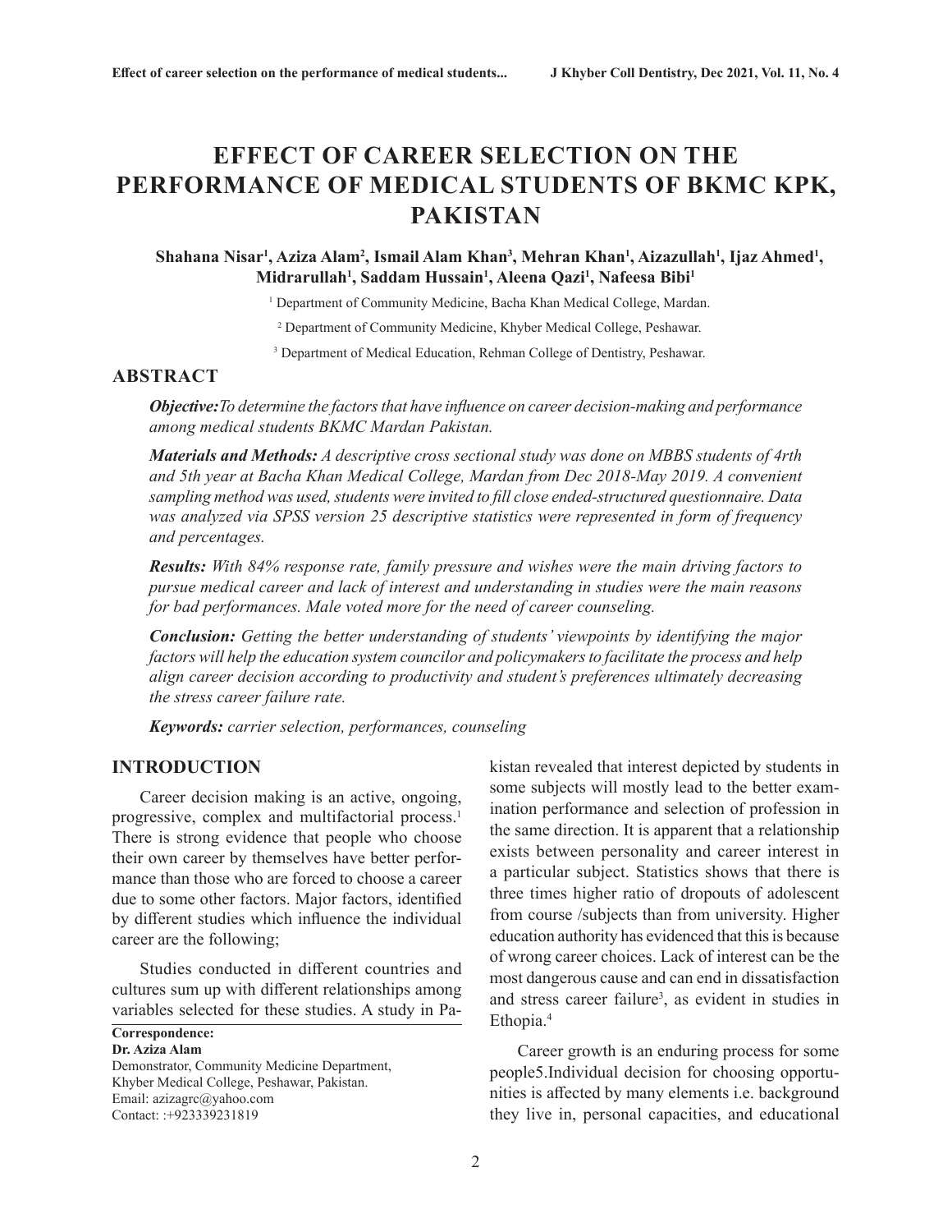# EFFECT OF CAREER SELECTION ON THE PERFORMANCE OF MEDICAL STUDENTS OF BKMC KPK, PAKISTAN

**Shahana Nisar[1], Aziza Alam[2], Ismail Alam Khan[3], Mehran Khan[1], Aizazullah[1], Ijaz Ahmed[1], Midrarullah[1], Saddam Hussain[1], Aleena Qazi[1], Nafeesa Bibi[1]**

[1] Department of Community Medicine, Bacha Khan Medical College, Mardan.

[2] Department of Community Medicine, Khyber Medical College, Peshawar.

[3] Department of Medical Education, Rehman College of Dentistry, Peshawar.

## ABSTRACT

***Objective:****To determine the factors that have influence on career decision-making and performance among medical students BKMC Mardan Pakistan.*

***Materials and Methods:*** *A descriptive cross sectional study was done on MBBS students of 4rth and 5th year at Bacha Khan Medical College, Mardan from Dec 2018-May 2019. A convenient sampling method was used, students were invited to fill close ended-structured questionnaire. Data was analyzed via SPSS version 25 descriptive statistics were represented in form of frequency and percentages.*

***Results:*** *With 84% response rate, family pressure and wishes were the main driving factors to pursue medical career and lack of interest and understanding in studies were the main reasons for bad performances. Male voted more for the need of career counseling.*

***Conclusion:*** *Getting the better understanding of students' viewpoints by identifying the major factors will help the education system councilor and policymakers to facilitate the process and help align career decision according to productivity and student's preferences ultimately decreasing the stress career failure rate.*

***Keywords:*** *carrier selection, performances, counseling*

## INTRODUCTION

Career decision making is an active, ongoing, progressive, complex and multifactorial process.[1] There is strong evidence that people who choose their own career by themselves have better performance than those who are forced to choose a career due to some other factors. Major factors, identified by different studies which influence the individual career are the following;

Studies conducted in different countries and cultures sum up with different relationships among variables selected for these studies. A study in Pakistan revealed that interest depicted by students in some subjects will mostly lead to the better examination performance and selection of profession in the same direction. It is apparent that a relationship exists between personality and career interest in a particular subject. Statistics shows that there is three times higher ratio of dropouts of adolescent from course /subjects than from university. Higher education authority has evidenced that this is because of wrong career choices. Lack of interest can be the most dangerous cause and can end in dissatisfaction and stress career failure[3], as evident in studies in Ethopia.[4]

Career growth is an enduring process for some people5.Individual decision for choosing opportunities is affected by many elements i.e. background they live in, personal capacities, and educational

**Correspondence:**
**Dr. Aziza Alam**
Demonstrator, Community Medicine Department, Khyber Medical College, Peshawar, Pakistan.
Email: azizagrc@yahoo.com
Contact: :+923339231819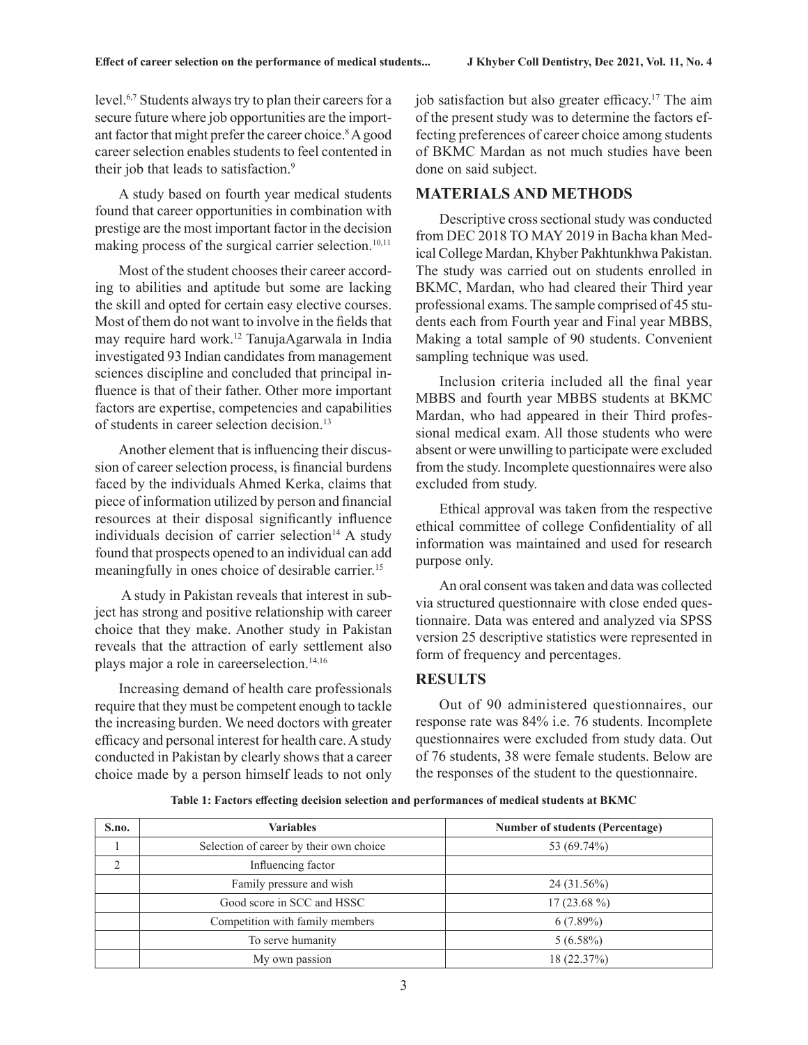level.[6,7] Students always try to plan their careers for a secure future where job opportunities are the important factor that might prefer the career choice.[8] A good career selection enables students to feel contented in their job that leads to satisfaction.[9]

A study based on fourth year medical students found that career opportunities in combination with prestige are the most important factor in the decision making process of the surgical carrier selection.[10,11]

Most of the student chooses their career according to abilities and aptitude but some are lacking the skill and opted for certain easy elective courses. Most of them do not want to involve in the fields that may require hard work.[12] TanujaAgarwala in India investigated 93 Indian candidates from management sciences discipline and concluded that principal influence is that of their father. Other more important factors are expertise, competencies and capabilities of students in career selection decision.[13]

Another element that is influencing their discussion of career selection process, is financial burdens faced by the individuals Ahmed Kerka, claims that piece of information utilized by person and financial resources at their disposal significantly influence individuals decision of carrier selection[14] A study found that prospects opened to an individual can add meaningfully in ones choice of desirable carrier.[15]

A study in Pakistan reveals that interest in subject has strong and positive relationship with career choice that they make. Another study in Pakistan reveals that the attraction of early settlement also plays major a role in careerselection.[14,16]

Increasing demand of health care professionals require that they must be competent enough to tackle the increasing burden. We need doctors with greater efficacy and personal interest for health care. A study conducted in Pakistan by clearly shows that a career choice made by a person himself leads to not only job satisfaction but also greater efficacy.[17] The aim of the present study was to determine the factors effecting preferences of career choice among students of BKMC Mardan as not much studies have been done on said subject.

## MATERIALS AND METHODS

Descriptive cross sectional study was conducted from DEC 2018 TO MAY 2019 in Bacha khan Medical College Mardan, Khyber Pakhtunkhwa Pakistan. The study was carried out on students enrolled in BKMC, Mardan, who had cleared their Third year professional exams. The sample comprised of 45 students each from Fourth year and Final year MBBS, Making a total sample of 90 students. Convenient sampling technique was used.

Inclusion criteria included all the final year MBBS and fourth year MBBS students at BKMC Mardan, who had appeared in their Third professional medical exam. All those students who were absent or were unwilling to participate were excluded from the study. Incomplete questionnaires were also excluded from study.

Ethical approval was taken from the respective ethical committee of college Confidentiality of all information was maintained and used for research purpose only.

An oral consent was taken and data was collected via structured questionnaire with close ended questionnaire. Data was entered and analyzed via SPSS version 25 descriptive statistics were represented in form of frequency and percentages.

## RESULTS

Out of 90 administered questionnaires, our response rate was 84% i.e. 76 students. Incomplete questionnaires were excluded from study data. Out of 76 students, 38 were female students. Below are the responses of the student to the questionnaire.

**Table 1: Factors effecting decision selection and performances of medical students at BKMC**

| S.no. | Variables | Number of students (Percentage) |
|---|---|---|
| 1 | Selection of career by their own choice | 53 (69.74%) |
| 2 | Influencing factor | |
| | Family pressure and wish | 24 (31.56%) |
| | Good score in SCC and HSSC | 17 (23.68 %) |
| | Competition with family members | 6 (7.89%) |
| | To serve humanity | 5 (6.58%) |
| | My own passion | 18 (22.37%) |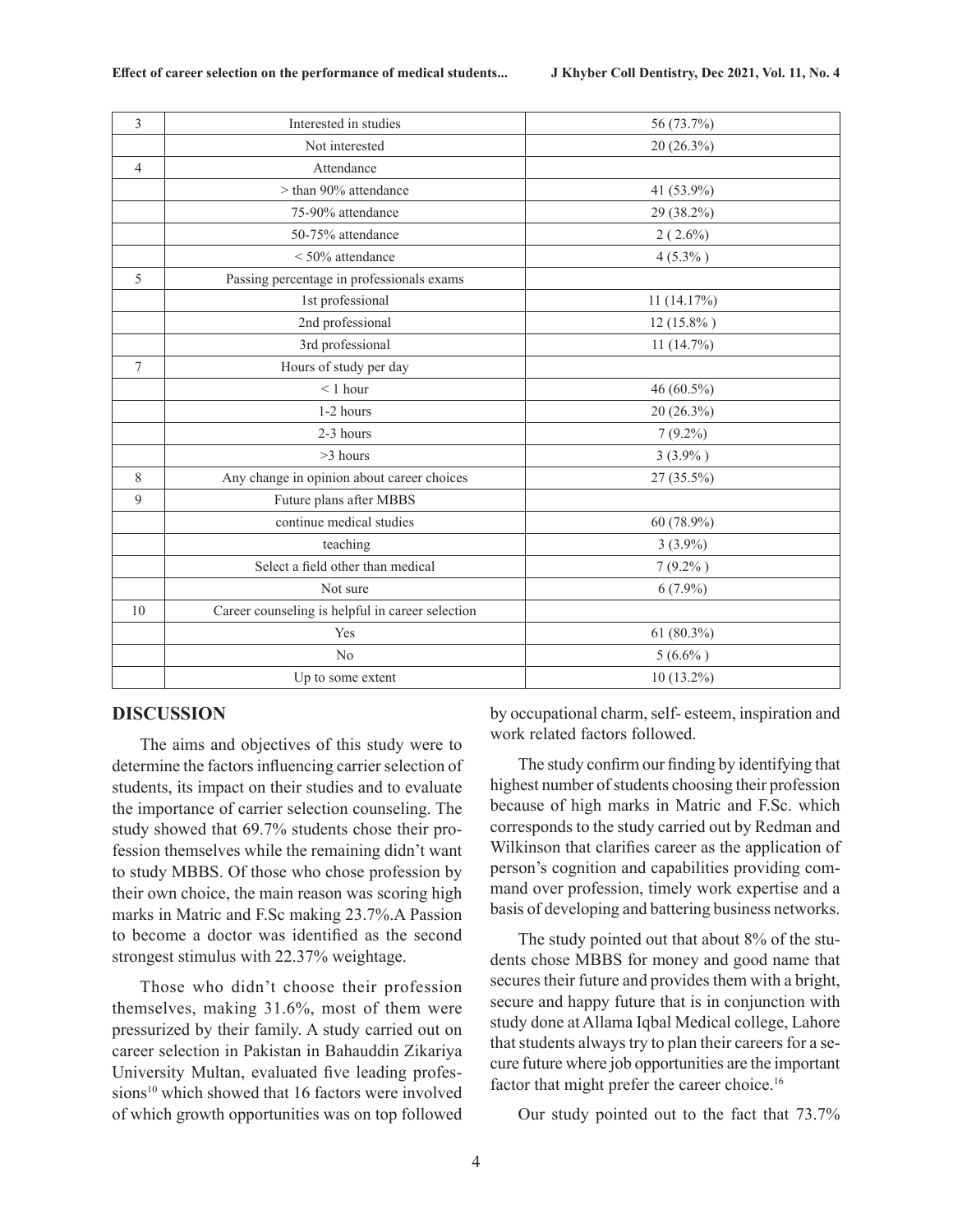| 3 | Interested in studies | 56 (73.7%) |
|---|---|---|
| | Not interested | 20 (26.3%) |
| 4 | Attendance | |
| | > than 90% attendance | 41 (53.9%) |
| | 75-90% attendance | 29 (38.2%) |
| | 50-75% attendance | 2 ( 2.6%) |
| | < 50% attendance | 4 (5.3% ) |
| 5 | Passing percentage in professionals exams | |
| | 1st professional | 11 (14.17%) |
| | 2nd professional | 12 (15.8% ) |
| | 3rd professional | 11 (14.7%) |
| 7 | Hours of study per day | |
| | < 1 hour | 46 (60.5%) |
| | 1-2 hours | 20 (26.3%) |
| | 2-3 hours | 7 (9.2%) |
| | >3 hours | 3 (3.9% ) |
| 8 | Any change in opinion about career choices | 27 (35.5%) |
| 9 | Future plans after MBBS | |
| | continue medical studies | 60 (78.9%) |
| | teaching | 3 (3.9%) |
| | Select a field other than medical | 7 (9.2% ) |
| | Not sure | 6 (7.9%) |
| 10 | Career counseling is helpful in career selection | |
| | Yes | 61 (80.3%) |
| | No | 5 (6.6% ) |
| | Up to some extent | 10 (13.2%) |

## DISCUSSION

The aims and objectives of this study were to determine the factors influencing carrier selection of students, its impact on their studies and to evaluate the importance of carrier selection counseling. The study showed that 69.7% students chose their profession themselves while the remaining didn't want to study MBBS. Of those who chose profession by their own choice, the main reason was scoring high marks in Matric and F.Sc making 23.7%.A Passion to become a doctor was identified as the second strongest stimulus with 22.37% weightage.

Those who didn't choose their profession themselves, making 31.6%, most of them were pressurized by their family. A study carried out on career selection in Pakistan in Bahauddin Zikariya University Multan, evaluated five leading professions[10] which showed that 16 factors were involved of which growth opportunities was on top followed by occupational charm, self- esteem, inspiration and work related factors followed.

The study confirm our finding by identifying that highest number of students choosing their profession because of high marks in Matric and F.Sc. which corresponds to the study carried out by Redman and Wilkinson that clarifies career as the application of person's cognition and capabilities providing command over profession, timely work expertise and a basis of developing and battering business networks.

The study pointed out that about 8% of the students chose MBBS for money and good name that secures their future and provides them with a bright, secure and happy future that is in conjunction with study done at Allama Iqbal Medical college, Lahore that students always try to plan their careers for a secure future where job opportunities are the important factor that might prefer the career choice.[16]

Our study pointed out to the fact that 73.7%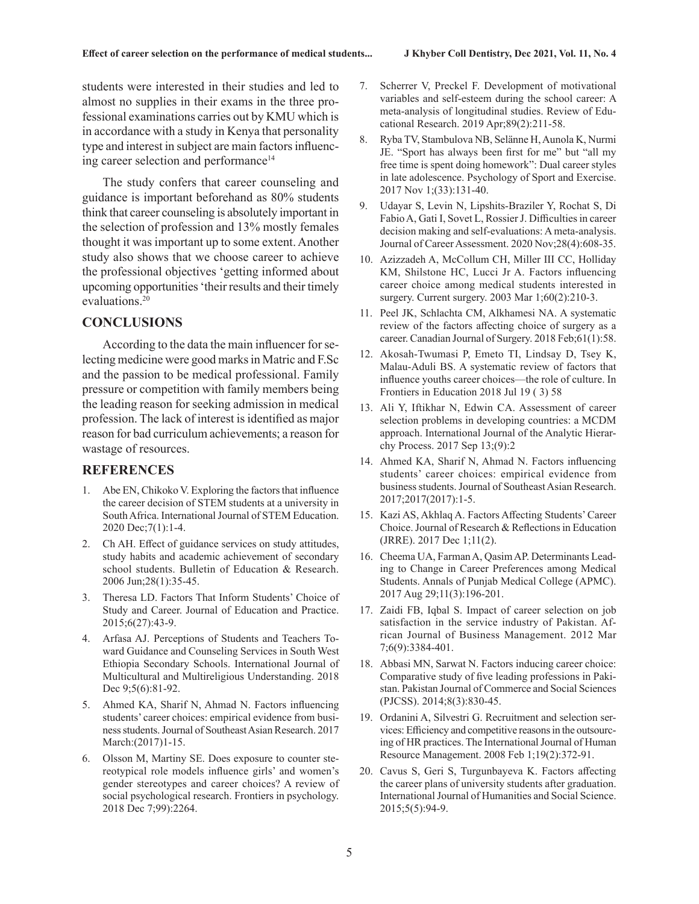students were interested in their studies and led to almost no supplies in their exams in the three professional examinations carries out by KMU which is in accordance with a study in Kenya that personality type and interest in subject are main factors influencing career selection and performance[14]

The study confers that career counseling and guidance is important beforehand as 80% students think that career counseling is absolutely important in the selection of profession and 13% mostly females thought it was important up to some extent. Another study also shows that we choose career to achieve the professional objectives 'getting informed about upcoming opportunities 'their results and their timely evaluations.[20]

## CONCLUSIONS

According to the data the main influencer for selecting medicine were good marks in Matric and F.Sc and the passion to be medical professional. Family pressure or competition with family members being the leading reason for seeking admission in medical profession. The lack of interest is identified as major reason for bad curriculum achievements; a reason for wastage of resources.

## REFERENCES

1. Abe EN, Chikoko V. Exploring the factors that influence the career decision of STEM students at a university in South Africa. International Journal of STEM Education. 2020 Dec;7(1):1-4.
2. Ch AH. Effect of guidance services on study attitudes, study habits and academic achievement of secondary school students. Bulletin of Education & Research. 2006 Jun;28(1):35-45.
3. Theresa LD. Factors That Inform Students' Choice of Study and Career. Journal of Education and Practice. 2015;6(27):43-9.
4. Arfasa AJ. Perceptions of Students and Teachers Toward Guidance and Counseling Services in South West Ethiopia Secondary Schools. International Journal of Multicultural and Multireligious Understanding. 2018 Dec 9;5(6):81-92.
5. Ahmed KA, Sharif N, Ahmad N. Factors influencing students' career choices: empirical evidence from business students. Journal of Southeast Asian Research. 2017 March:(2017)1-15.
6. Olsson M, Martiny SE. Does exposure to counter stereotypical role models influence girls' and women's gender stereotypes and career choices? A review of social psychological research. Frontiers in psychology. 2018 Dec 7;99):2264.
7. Scherrer V, Preckel F. Development of motivational variables and self-esteem during the school career: A meta-analysis of longitudinal studies. Review of Educational Research. 2019 Apr;89(2):211-58.
8. Ryba TV, Stambulova NB, Selänne H, Aunola K, Nurmi JE. "Sport has always been first for me" but "all my free time is spent doing homework": Dual career styles in late adolescence. Psychology of Sport and Exercise. 2017 Nov 1;(33):131-40.
9. Udayar S, Levin N, Lipshits-Braziler Y, Rochat S, Di Fabio A, Gati I, Sovet L, Rossier J. Difficulties in career decision making and self-evaluations: A meta-analysis. Journal of Career Assessment. 2020 Nov;28(4):608-35.
10. Azizzadeh A, McCollum CH, Miller III CC, Holliday KM, Shilstone HC, Lucci Jr A. Factors influencing career choice among medical students interested in surgery. Current surgery. 2003 Mar 1;60(2):210-3.
11. Peel JK, Schlachta CM, Alkhamesi NA. A systematic review of the factors affecting choice of surgery as a career. Canadian Journal of Surgery. 2018 Feb;61(1):58.
12. Akosah-Twumasi P, Emeto TI, Lindsay D, Tsey K, Malau-Aduli BS. A systematic review of factors that influence youths career choices—the role of culture. In Frontiers in Education 2018 Jul 19 ( 3) 58
13. Ali Y, Iftikhar N, Edwin CA. Assessment of career selection problems in developing countries: a MCDM approach. International Journal of the Analytic Hierarchy Process. 2017 Sep 13;(9):2
14. Ahmed KA, Sharif N, Ahmad N. Factors influencing students' career choices: empirical evidence from business students. Journal of Southeast Asian Research. 2017;2017(2017):1-5.
15. Kazi AS, Akhlaq A. Factors Affecting Students' Career Choice. Journal of Research & Reflections in Education (JRRE). 2017 Dec 1;11(2).
16. Cheema UA, Farman A, Qasim AP. Determinants Leading to Change in Career Preferences among Medical Students. Annals of Punjab Medical College (APMC). 2017 Aug 29;11(3):196-201.
17. Zaidi FB, Iqbal S. Impact of career selection on job satisfaction in the service industry of Pakistan. African Journal of Business Management. 2012 Mar 7;6(9):3384-401.
18. Abbasi MN, Sarwat N. Factors inducing career choice: Comparative study of five leading professions in Pakistan. Pakistan Journal of Commerce and Social Sciences (PJCSS). 2014;8(3):830-45.
19. Ordanini A, Silvestri G. Recruitment and selection services: Efficiency and competitive reasons in the outsourcing of HR practices. The International Journal of Human Resource Management. 2008 Feb 1;19(2):372-91.
20. Cavus S, Geri S, Turgunbayeva K. Factors affecting the career plans of university students after graduation. International Journal of Humanities and Social Science. 2015;5(5):94-9.